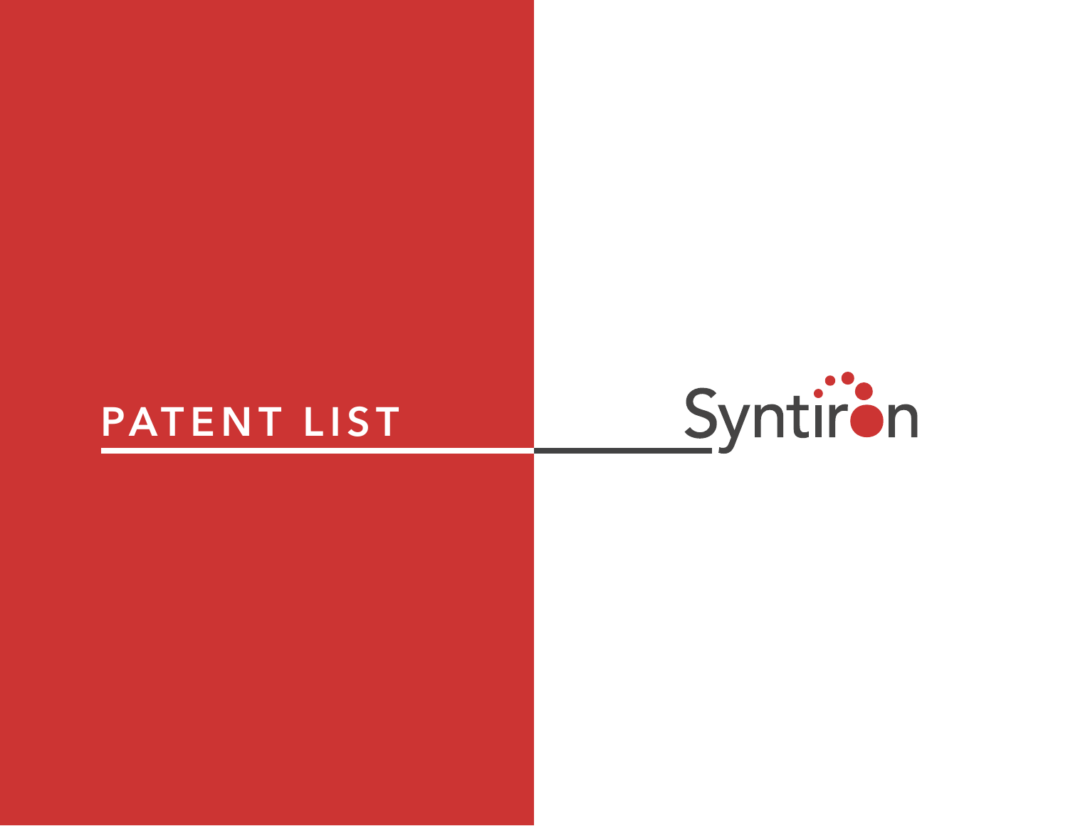# PATENT LIST

Syntiron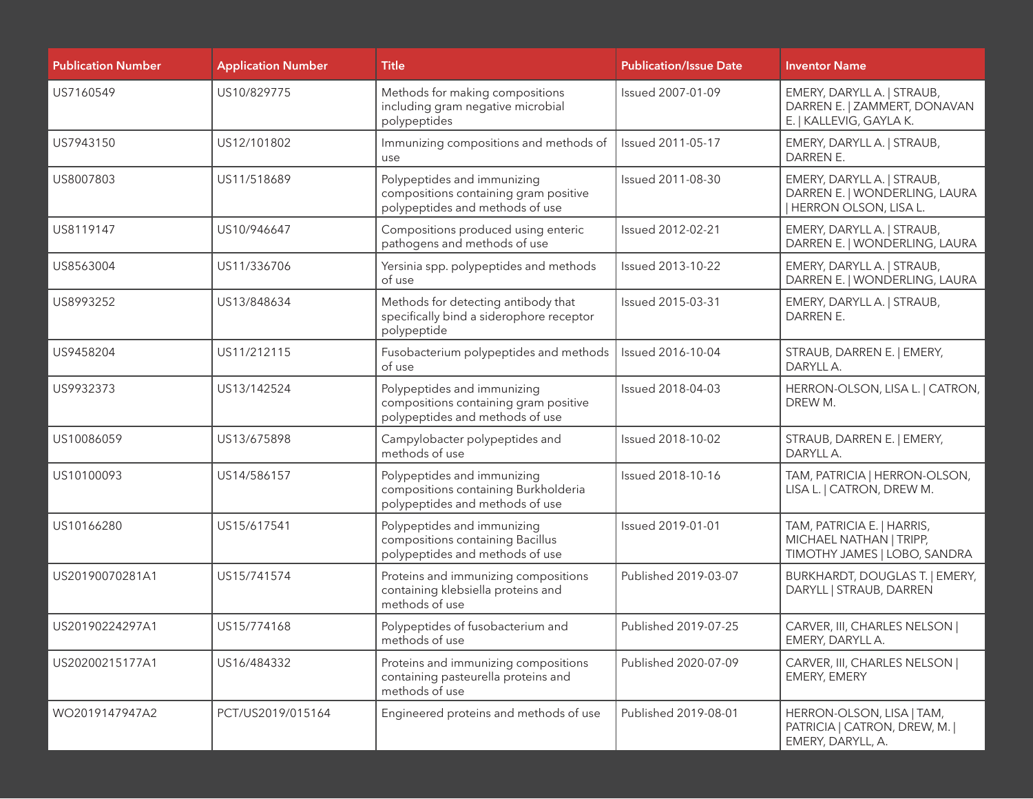| Publication Number | Application Number | Title | Publication/Issue Date | Inventor Name |
| --- | --- | --- | --- | --- |
| US7160549 | US10/829775 | Methods for making compositions including gram negative microbial polypeptides | Issued 2007-01-09 | EMERY, DARYLL A. \| STRAUB, DARREN E. \| ZAMMERT, DONAVAN E. \| KALLEVIG, GAYLA K. |
| US7943150 | US12/101802 | Immunizing compositions and methods of use | Issued 2011-05-17 | EMERY, DARYLL A. \| STRAUB, DARREN E. |
| US8007803 | US11/518689 | Polypeptides and immunizing compositions containing gram positive polypeptides and methods of use | Issued 2011-08-30 | EMERY, DARYLL A. \| STRAUB, DARREN E. \| WONDERLING, LAURA \| HERRON OLSON, LISA L. |
| US8119147 | US10/946647 | Compositions produced using enteric pathogens and methods of use | Issued 2012-02-21 | EMERY, DARYLL A. \| STRAUB, DARREN E. \| WONDERLING, LAURA |
| US8563004 | US11/336706 | Yersinia spp. polypeptides and methods of use | Issued 2013-10-22 | EMERY, DARYLL A. \| STRAUB, DARREN E. \| WONDERLING, LAURA |
| US8993252 | US13/848634 | Methods for detecting antibody that specifically bind a siderophore receptor polypeptide | Issued 2015-03-31 | EMERY, DARYLL A. \| STRAUB, DARREN E. |
| US9458204 | US11/212115 | Fusobacterium polypeptides and methods of use | Issued 2016-10-04 | STRAUB, DARREN E. \| EMERY, DARYLL A. |
| US9932373 | US13/142524 | Polypeptides and immunizing compositions containing gram positive polypeptides and methods of use | Issued 2018-04-03 | HERRON-OLSON, LISA L. \| CATRON, DREW M. |
| US10086059 | US13/675898 | Campylobacter polypeptides and methods of use | Issued 2018-10-02 | STRAUB, DARREN E. \| EMERY, DARYLL A. |
| US10100093 | US14/586157 | Polypeptides and immunizing compositions containing Burkholderia polypeptides and methods of use | Issued 2018-10-16 | TAM, PATRICIA \| HERRON-OLSON, LISA L. \| CATRON, DREW M. |
| US10166280 | US15/617541 | Polypeptides and immunizing compositions containing Bacillus polypeptides and methods of use | Issued 2019-01-01 | TAM, PATRICIA E. \| HARRIS, MICHAEL NATHAN \| TRIPP, TIMOTHY JAMES \| LOBO, SANDRA |
| US20190070281A1 | US15/741574 | Proteins and immunizing compositions containing klebsiella proteins and methods of use | Published 2019-03-07 | BURKHARDT, DOUGLAS T. \| EMERY, DARYLL \| STRAUB, DARREN |
| US20190224297A1 | US15/774168 | Polypeptides of fusobacterium and methods of use | Published 2019-07-25 | CARVER, III, CHARLES NELSON \| EMERY, DARYLL A. |
| US20200215177A1 | US16/484332 | Proteins and immunizing compositions containing pasteurella proteins and methods of use | Published 2020-07-09 | CARVER, III, CHARLES NELSON \| EMERY, EMERY |
| WO2019147947A2 | PCT/US2019/015164 | Engineered proteins and methods of use | Published 2019-08-01 | HERRON-OLSON, LISA \| TAM, PATRICIA \| CATRON, DREW, M. \| EMERY, DARYLL, A. |